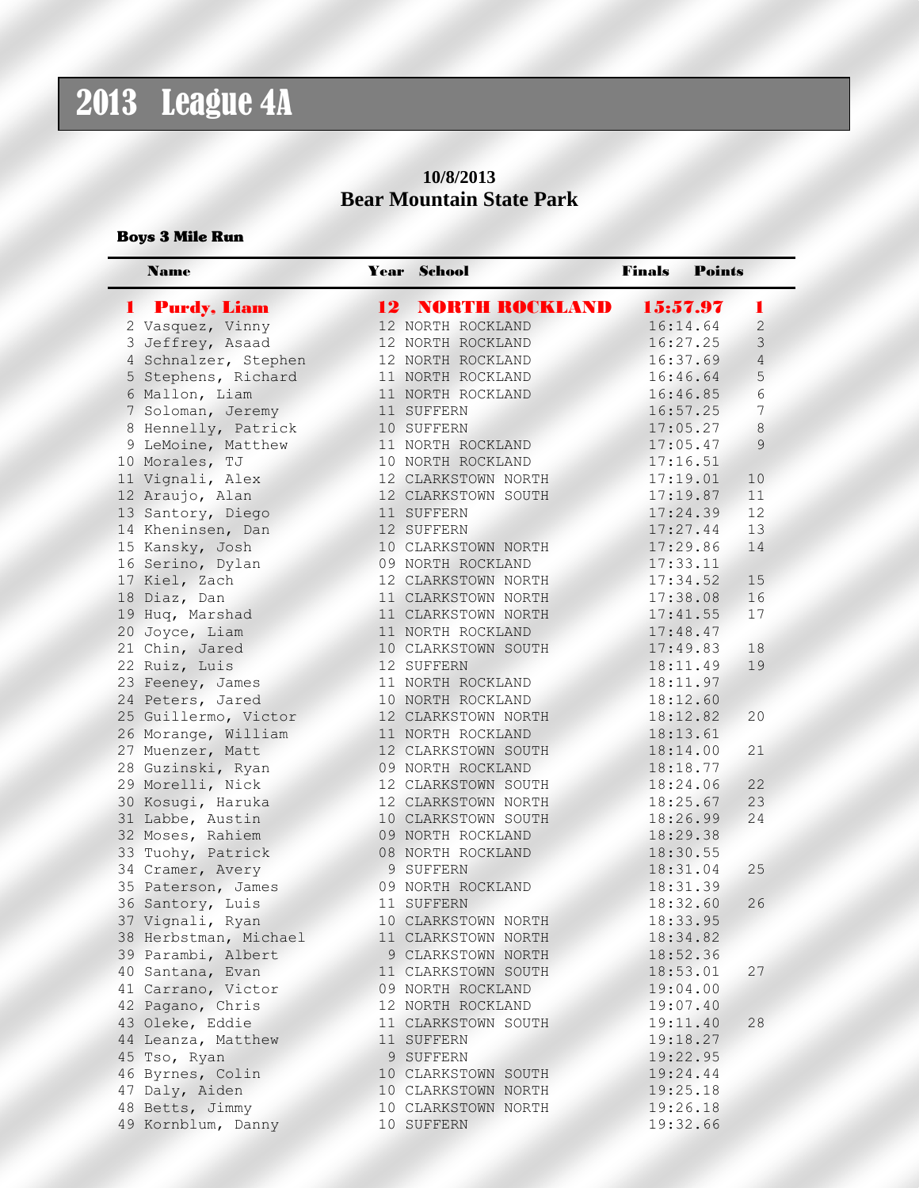# 2013 League 4A

**10/8/2013**
**Bear Mountain State Park**

**Boys 3 Mile Run**

| | Name | Year | School | Finals | Points |
|---|---|---|---|---|---|
| **1** | **Purdy, Liam** | **12** | **NORTH ROCKLAND** | **15:57.97** | **1** |
| 2 | Vasquez, Vinny | 12 | NORTH ROCKLAND | 16:14.64 | 2 |
| 3 | Jeffrey, Asaad | 12 | NORTH ROCKLAND | 16:27.25 | 3 |
| 4 | Schnalzer, Stephen | 12 | NORTH ROCKLAND | 16:37.69 | 4 |
| 5 | Stephens, Richard | 11 | NORTH ROCKLAND | 16:46.64 | 5 |
| 6 | Mallon, Liam | 11 | NORTH ROCKLAND | 16:46.85 | 6 |
| 7 | Soloman, Jeremy | 11 | SUFFERN | 16:57.25 | 7 |
| 8 | Hennelly, Patrick | 10 | SUFFERN | 17:05.27 | 8 |
| 9 | LeMoine, Matthew | 11 | NORTH ROCKLAND | 17:05.47 | 9 |
| 10 | Morales, TJ | 10 | NORTH ROCKLAND | 17:16.51 | |
| 11 | Vignali, Alex | 12 | CLARKSTOWN NORTH | 17:19.01 | 10 |
| 12 | Araujo, Alan | 12 | CLARKSTOWN SOUTH | 17:19.87 | 11 |
| 13 | Santory, Diego | 11 | SUFFERN | 17:24.39 | 12 |
| 14 | Kheninsen, Dan | 12 | SUFFERN | 17:27.44 | 13 |
| 15 | Kansky, Josh | 10 | CLARKSTOWN NORTH | 17:29.86 | 14 |
| 16 | Serino, Dylan | 09 | NORTH ROCKLAND | 17:33.11 | |
| 17 | Kiel, Zach | 12 | CLARKSTOWN NORTH | 17:34.52 | 15 |
| 18 | Diaz, Dan | 11 | CLARKSTOWN NORTH | 17:38.08 | 16 |
| 19 | Huq, Marshad | 11 | CLARKSTOWN NORTH | 17:41.55 | 17 |
| 20 | Joyce, Liam | 11 | NORTH ROCKLAND | 17:48.47 | |
| 21 | Chin, Jared | 10 | CLARKSTOWN SOUTH | 17:49.83 | 18 |
| 22 | Ruiz, Luis | 12 | SUFFERN | 18:11.49 | 19 |
| 23 | Feeney, James | 11 | NORTH ROCKLAND | 18:11.97 | |
| 24 | Peters, Jared | 10 | NORTH ROCKLAND | 18:12.60 | |
| 25 | Guillermo, Victor | 12 | CLARKSTOWN NORTH | 18:12.82 | 20 |
| 26 | Morange, William | 11 | NORTH ROCKLAND | 18:13.61 | |
| 27 | Muenzer, Matt | 12 | CLARKSTOWN SOUTH | 18:14.00 | 21 |
| 28 | Guzinski, Ryan | 09 | NORTH ROCKLAND | 18:18.77 | |
| 29 | Morelli, Nick | 12 | CLARKSTOWN SOUTH | 18:24.06 | 22 |
| 30 | Kosugi, Haruka | 12 | CLARKSTOWN NORTH | 18:25.67 | 23 |
| 31 | Labbe, Austin | 10 | CLARKSTOWN SOUTH | 18:26.99 | 24 |
| 32 | Moses, Rahiem | 09 | NORTH ROCKLAND | 18:29.38 | |
| 33 | Tuohy, Patrick | 08 | NORTH ROCKLAND | 18:30.55 | |
| 34 | Cramer, Avery | 9 | SUFFERN | 18:31.04 | 25 |
| 35 | Paterson, James | 09 | NORTH ROCKLAND | 18:31.39 | |
| 36 | Santory, Luis | 11 | SUFFERN | 18:32.60 | 26 |
| 37 | Vignali, Ryan | 10 | CLARKSTOWN NORTH | 18:33.95 | |
| 38 | Herbstman, Michael | 11 | CLARKSTOWN NORTH | 18:34.82 | |
| 39 | Parambi, Albert | 9 | CLARKSTOWN NORTH | 18:52.36 | |
| 40 | Santana, Evan | 11 | CLARKSTOWN SOUTH | 18:53.01 | 27 |
| 41 | Carrano, Victor | 09 | NORTH ROCKLAND | 19:04.00 | |
| 42 | Pagano, Chris | 12 | NORTH ROCKLAND | 19:07.40 | |
| 43 | Oleke, Eddie | 11 | CLARKSTOWN SOUTH | 19:11.40 | 28 |
| 44 | Leanza, Matthew | 11 | SUFFERN | 19:18.27 | |
| 45 | Tso, Ryan | 9 | SUFFERN | 19:22.95 | |
| 46 | Byrnes, Colin | 10 | CLARKSTOWN SOUTH | 19:24.44 | |
| 47 | Daly, Aiden | 10 | CLARKSTOWN NORTH | 19:25.18 | |
| 48 | Betts, Jimmy | 10 | CLARKSTOWN NORTH | 19:26.18 | |
| 49 | Kornblum, Danny | 10 | SUFFERN | 19:32.66 | |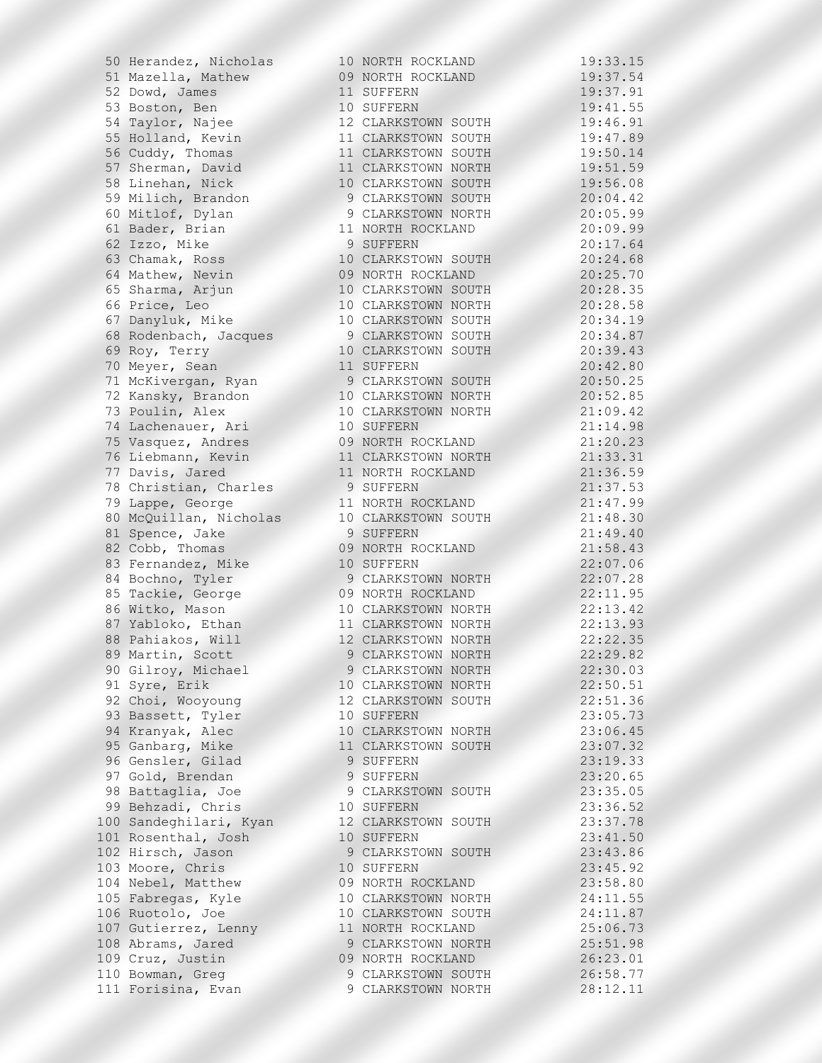| Place | Name | Year | School | Time |
|---|---|---|---|---|
| 50 | Herandez, Nicholas | 10 | NORTH ROCKLAND | 19:33.15 |
| 51 | Mazella, Mathew | 09 | NORTH ROCKLAND | 19:37.54 |
| 52 | Dowd, James | 11 | SUFFERN | 19:37.91 |
| 53 | Boston, Ben | 10 | SUFFERN | 19:41.55 |
| 54 | Taylor, Najee | 12 | CLARKSTOWN SOUTH | 19:46.91 |
| 55 | Holland, Kevin | 11 | CLARKSTOWN SOUTH | 19:47.89 |
| 56 | Cuddy, Thomas | 11 | CLARKSTOWN SOUTH | 19:50.14 |
| 57 | Sherman, David | 11 | CLARKSTOWN NORTH | 19:51.59 |
| 58 | Linehan, Nick | 10 | CLARKSTOWN SOUTH | 19:56.08 |
| 59 | Milich, Brandon | 9 | CLARKSTOWN SOUTH | 20:04.42 |
| 60 | Mitlof, Dylan | 9 | CLARKSTOWN NORTH | 20:05.99 |
| 61 | Bader, Brian | 11 | NORTH ROCKLAND | 20:09.99 |
| 62 | Izzo, Mike | 9 | SUFFERN | 20:17.64 |
| 63 | Chamak, Ross | 10 | CLARKSTOWN SOUTH | 20:24.68 |
| 64 | Mathew, Nevin | 09 | NORTH ROCKLAND | 20:25.70 |
| 65 | Sharma, Arjun | 10 | CLARKSTOWN SOUTH | 20:28.35 |
| 66 | Price, Leo | 10 | CLARKSTOWN NORTH | 20:28.58 |
| 67 | Danyluk, Mike | 10 | CLARKSTOWN SOUTH | 20:34.19 |
| 68 | Rodenbach, Jacques | 9 | CLARKSTOWN SOUTH | 20:34.87 |
| 69 | Roy, Terry | 10 | CLARKSTOWN SOUTH | 20:39.43 |
| 70 | Meyer, Sean | 11 | SUFFERN | 20:42.80 |
| 71 | McKivergan, Ryan | 9 | CLARKSTOWN SOUTH | 20:50.25 |
| 72 | Kansky, Brandon | 10 | CLARKSTOWN NORTH | 20:52.85 |
| 73 | Poulin, Alex | 10 | CLARKSTOWN NORTH | 21:09.42 |
| 74 | Lachenauer, Ari | 10 | SUFFERN | 21:14.98 |
| 75 | Vasquez, Andres | 09 | NORTH ROCKLAND | 21:20.23 |
| 76 | Liebmann, Kevin | 11 | CLARKSTOWN NORTH | 21:33.31 |
| 77 | Davis, Jared | 11 | NORTH ROCKLAND | 21:36.59 |
| 78 | Christian, Charles | 9 | SUFFERN | 21:37.53 |
| 79 | Lappe, George | 11 | NORTH ROCKLAND | 21:47.99 |
| 80 | McQuillan, Nicholas | 10 | CLARKSTOWN SOUTH | 21:48.30 |
| 81 | Spence, Jake | 9 | SUFFERN | 21:49.40 |
| 82 | Cobb, Thomas | 09 | NORTH ROCKLAND | 21:58.43 |
| 83 | Fernandez, Mike | 10 | SUFFERN | 22:07.06 |
| 84 | Bochno, Tyler | 9 | CLARKSTOWN NORTH | 22:07.28 |
| 85 | Tackie, George | 09 | NORTH ROCKLAND | 22:11.95 |
| 86 | Witko, Mason | 10 | CLARKSTOWN NORTH | 22:13.42 |
| 87 | Yabloko, Ethan | 11 | CLARKSTOWN NORTH | 22:13.93 |
| 88 | Pahiakos, Will | 12 | CLARKSTOWN NORTH | 22:22.35 |
| 89 | Martin, Scott | 9 | CLARKSTOWN NORTH | 22:29.82 |
| 90 | Gilroy, Michael | 9 | CLARKSTOWN NORTH | 22:30.03 |
| 91 | Syre, Erik | 10 | CLARKSTOWN NORTH | 22:50.51 |
| 92 | Choi, Wooyoung | 12 | CLARKSTOWN SOUTH | 22:51.36 |
| 93 | Bassett, Tyler | 10 | SUFFERN | 23:05.73 |
| 94 | Kranyak, Alec | 10 | CLARKSTOWN NORTH | 23:06.45 |
| 95 | Ganbarg, Mike | 11 | CLARKSTOWN SOUTH | 23:07.32 |
| 96 | Gensler, Gilad | 9 | SUFFERN | 23:19.33 |
| 97 | Gold, Brendan | 9 | SUFFERN | 23:20.65 |
| 98 | Battaglia, Joe | 9 | CLARKSTOWN SOUTH | 23:35.05 |
| 99 | Behzadi, Chris | 10 | SUFFERN | 23:36.52 |
| 100 | Sandeghilari, Kyan | 12 | CLARKSTOWN SOUTH | 23:37.78 |
| 101 | Rosenthal, Josh | 10 | SUFFERN | 23:41.50 |
| 102 | Hirsch, Jason | 9 | CLARKSTOWN SOUTH | 23:43.86 |
| 103 | Moore, Chris | 10 | SUFFERN | 23:45.92 |
| 104 | Nebel, Matthew | 09 | NORTH ROCKLAND | 23:58.80 |
| 105 | Fabregas, Kyle | 10 | CLARKSTOWN NORTH | 24:11.55 |
| 106 | Ruotolo, Joe | 10 | CLARKSTOWN SOUTH | 24:11.87 |
| 107 | Gutierrez, Lenny | 11 | NORTH ROCKLAND | 25:06.73 |
| 108 | Abrams, Jared | 9 | CLARKSTOWN NORTH | 25:51.98 |
| 109 | Cruz, Justin | 09 | NORTH ROCKLAND | 26:23.01 |
| 110 | Bowman, Greg | 9 | CLARKSTOWN SOUTH | 26:58.77 |
| 111 | Forisina, Evan | 9 | CLARKSTOWN NORTH | 28:12.11 |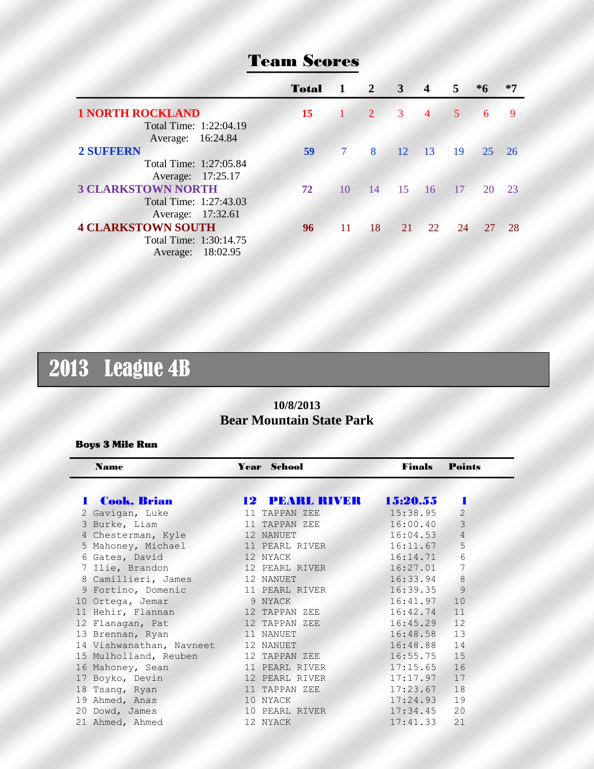## Team Scores

| | Total | 1 | 2 | 3 | 4 | 5 | *6 | *7 |
|---|---|---|---|---|---|---|---|---|
| **1 NORTH ROCKLAND** Total Time: 1:22:04.19 Average: 16:24.84 | 15 | 1 | 2 | 3 | 4 | 5 | 6 | 9 |
| **2 SUFFERN** Total Time: 1:27:05.84 Average: 17:25.17 | 59 | 7 | 8 | 12 | 13 | 19 | 25 | 26 |
| **3 CLARKSTOWN NORTH** Total Time: 1:27:43.03 Average: 17:32.61 | 72 | 10 | 14 | 15 | 16 | 17 | 20 | 23 |
| **4 CLARKSTOWN SOUTH** Total Time: 1:30:14.75 Average: 18:02.95 | 96 | 11 | 18 | 21 | 22 | 24 | 27 | 28 |

# 2013 League 4B

**10/8/2013**
**Bear Mountain State Park**

**Boys 3 Mile Run**

| | Name | Year | School | Finals | Points |
|---|---|---|---|---|---|
| **1** | **Cook, Brian** | **12** | **PEARL RIVER** | **15:20.55** | **1** |
| 2 | Gavigan, Luke | 11 | TAPPAN ZEE | 15:38.95 | 2 |
| 3 | Burke, Liam | 11 | TAPPAN ZEE | 16:00.40 | 3 |
| 4 | Chesterman, Kyle | 12 | NANUET | 16:04.53 | 4 |
| 5 | Mahoney, Michael | 11 | PEARL RIVER | 16:11.67 | 5 |
| 6 | Gates, David | 12 | NYACK | 16:14.71 | 6 |
| 7 | Ilie, Brandon | 12 | PEARL RIVER | 16:27.01 | 7 |
| 8 | Camillieri, James | 12 | NANUET | 16:33.94 | 8 |
| 9 | Fortino, Domenic | 11 | PEARL RIVER | 16:39.35 | 9 |
| 10 | Ortega, Jemar | 9 | NYACK | 16:41.97 | 10 |
| 11 | Hehir, Flannan | 12 | TAPPAN ZEE | 16:42.74 | 11 |
| 12 | Flanagan, Pat | 12 | TAPPAN ZEE | 16:45.29 | 12 |
| 13 | Brennan, Ryan | 11 | NANUET | 16:48.58 | 13 |
| 14 | Vishwanathan, Navneet | 12 | NANUET | 16:48.88 | 14 |
| 15 | Mulholland, Reuben | 12 | TAPPAN ZEE | 16:55.75 | 15 |
| 16 | Mahoney, Sean | 11 | PEARL RIVER | 17:15.65 | 16 |
| 17 | Boyko, Devin | 12 | PEARL RIVER | 17:17.97 | 17 |
| 18 | Tsang, Ryan | 11 | TAPPAN ZEE | 17:23.67 | 18 |
| 19 | Ahmed, Anas | 10 | NYACK | 17:24.93 | 19 |
| 20 | Dowd, James | 10 | PEARL RIVER | 17:34.45 | 20 |
| 21 | Ahmed, Ahmed | 12 | NYACK | 17:41.33 | 21 |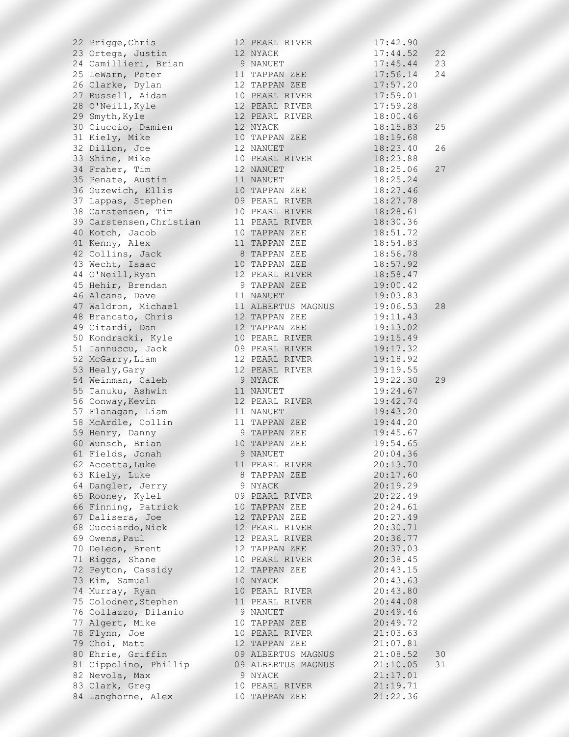| Place | Name | Year | School | Time | Score |
|---|---|---|---|---|---|
| 22 | Prigge,Chris | 12 | PEARL RIVER | 17:42.90 | |
| 23 | Ortega, Justin | 12 | NYACK | 17:44.52 | 22 |
| 24 | Camillieri, Brian | 9 | NANUET | 17:45.44 | 23 |
| 25 | LeWarn, Peter | 11 | TAPPAN ZEE | 17:56.14 | 24 |
| 26 | Clarke, Dylan | 12 | TAPPAN ZEE | 17:57.20 | |
| 27 | Russell, Aidan | 10 | PEARL RIVER | 17:59.01 | |
| 28 | O'Neill,Kyle | 12 | PEARL RIVER | 17:59.28 | |
| 29 | Smyth,Kyle | 12 | PEARL RIVER | 18:00.46 | |
| 30 | Ciuccio, Damien | 12 | NYACK | 18:15.83 | 25 |
| 31 | Kiely, Mike | 10 | TAPPAN ZEE | 18:19.68 | |
| 32 | Dillon, Joe | 12 | NANUET | 18:23.40 | 26 |
| 33 | Shine, Mike | 10 | PEARL RIVER | 18:23.88 | |
| 34 | Fraher, Tim | 12 | NANUET | 18:25.06 | 27 |
| 35 | Penate, Austin | 11 | NANUET | 18:25.24 | |
| 36 | Guzewich, Ellis | 10 | TAPPAN ZEE | 18:27.46 | |
| 37 | Lappas, Stephen | 09 | PEARL RIVER | 18:27.78 | |
| 38 | Carstensen, Tim | 10 | PEARL RIVER | 18:28.61 | |
| 39 | Carstensen,Christian | 11 | PEARL RIVER | 18:30.36 | |
| 40 | Kotch, Jacob | 10 | TAPPAN ZEE | 18:51.72 | |
| 41 | Kenny, Alex | 11 | TAPPAN ZEE | 18:54.83 | |
| 42 | Collins, Jack | 8 | TAPPAN ZEE | 18:56.78 | |
| 43 | Wecht, Isaac | 10 | TAPPAN ZEE | 18:57.92 | |
| 44 | O'Neill,Ryan | 12 | PEARL RIVER | 18:58.47 | |
| 45 | Hehir, Brendan | 9 | TAPPAN ZEE | 19:00.42 | |
| 46 | Alcana, Dave | 11 | NANUET | 19:03.83 | |
| 47 | Waldron, Michael | 11 | ALBERTUS MAGNUS | 19:06.53 | 28 |
| 48 | Brancato, Chris | 12 | TAPPAN ZEE | 19:11.43 | |
| 49 | Citardi, Dan | 12 | TAPPAN ZEE | 19:13.02 | |
| 50 | Kondracki, Kyle | 10 | PEARL RIVER | 19:15.49 | |
| 51 | Iannuccu, Jack | 09 | PEARL RIVER | 19:17.32 | |
| 52 | McGarry,Liam | 12 | PEARL RIVER | 19:18.92 | |
| 53 | Healy,Gary | 12 | PEARL RIVER | 19:19.55 | |
| 54 | Weinman, Caleb | 9 | NYACK | 19:22.30 | 29 |
| 55 | Tanuku, Ashwin | 11 | NANUET | 19:24.67 | |
| 56 | Conway,Kevin | 12 | PEARL RIVER | 19:42.74 | |
| 57 | Flanagan, Liam | 11 | NANUET | 19:43.20 | |
| 58 | McArdle, Collin | 11 | TAPPAN ZEE | 19:44.20 | |
| 59 | Henry, Danny | 9 | TAPPAN ZEE | 19:45.67 | |
| 60 | Wunsch, Brian | 10 | TAPPAN ZEE | 19:54.65 | |
| 61 | Fields, Jonah | 9 | NANUET | 20:04.36 | |
| 62 | Accetta,Luke | 11 | PEARL RIVER | 20:13.70 | |
| 63 | Kiely, Luke | 8 | TAPPAN ZEE | 20:17.60 | |
| 64 | Dangler, Jerry | 9 | NYACK | 20:19.29 | |
| 65 | Rooney, Kylel | 09 | PEARL RIVER | 20:22.49 | |
| 66 | Finning, Patrick | 10 | TAPPAN ZEE | 20:24.61 | |
| 67 | Dalisera, Joe | 12 | TAPPAN ZEE | 20:27.49 | |
| 68 | Gucciardo,Nick | 12 | PEARL RIVER | 20:30.71 | |
| 69 | Owens,Paul | 12 | PEARL RIVER | 20:36.77 | |
| 70 | DeLeon, Brent | 12 | TAPPAN ZEE | 20:37.03 | |
| 71 | Riggs, Shane | 10 | PEARL RIVER | 20:38.45 | |
| 72 | Peyton, Cassidy | 12 | TAPPAN ZEE | 20:43.15 | |
| 73 | Kim, Samuel | 10 | NYACK | 20:43.63 | |
| 74 | Murray, Ryan | 10 | PEARL RIVER | 20:43.80 | |
| 75 | Colodner,Stephen | 11 | PEARL RIVER | 20:44.08 | |
| 76 | Collazzo, Dilanio | 9 | NANUET | 20:49.46 | |
| 77 | Algert, Mike | 10 | TAPPAN ZEE | 20:49.72 | |
| 78 | Flynn, Joe | 10 | PEARL RIVER | 21:03.63 | |
| 79 | Choi, Matt | 12 | TAPPAN ZEE | 21:07.81 | |
| 80 | Ehrie, Griffin | 09 | ALBERTUS MAGNUS | 21:08.52 | 30 |
| 81 | Cippolino, Phillip | 09 | ALBERTUS MAGNUS | 21:10.05 | 31 |
| 82 | Nevola, Max | 9 | NYACK | 21:17.01 | |
| 83 | Clark, Greg | 10 | PEARL RIVER | 21:19.71 | |
| 84 | Langhorne, Alex | 10 | TAPPAN ZEE | 21:22.36 | |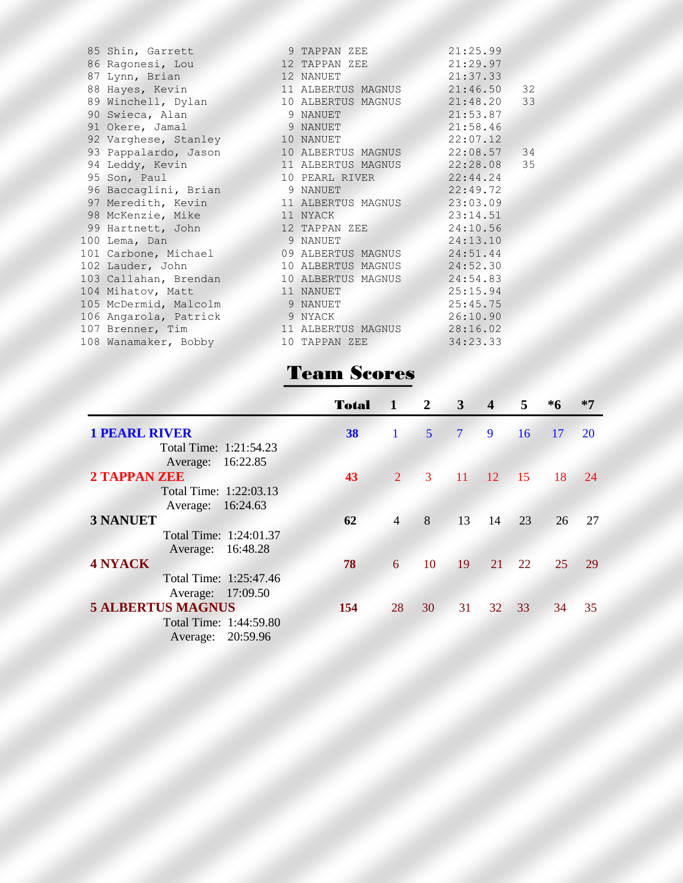| | | | | | |
|---|---|---|---|---|---|
| 85 | Shin, Garrett | 9 | TAPPAN ZEE | 21:25.99 | |
| 86 | Ragonesi, Lou | 12 | TAPPAN ZEE | 21:29.97 | |
| 87 | Lynn, Brian | 12 | NANUET | 21:37.33 | |
| 88 | Hayes, Kevin | 11 | ALBERTUS MAGNUS | 21:46.50 | 32 |
| 89 | Winchell, Dylan | 10 | ALBERTUS MAGNUS | 21:48.20 | 33 |
| 90 | Swieca, Alan | 9 | NANUET | 21:53.87 | |
| 91 | Okere, Jamal | 9 | NANUET | 21:58.46 | |
| 92 | Varghese, Stanley | 10 | NANUET | 22:07.12 | |
| 93 | Pappalardo, Jason | 10 | ALBERTUS MAGNUS | 22:08.57 | 34 |
| 94 | Leddy, Kevin | 11 | ALBERTUS MAGNUS | 22:28.08 | 35 |
| 95 | Son, Paul | 10 | PEARL RIVER | 22:44.24 | |
| 96 | Baccaglini, Brian | 9 | NANUET | 22:49.72 | |
| 97 | Meredith, Kevin | 11 | ALBERTUS MAGNUS | 23:03.09 | |
| 98 | McKenzie, Mike | 11 | NYACK | 23:14.51 | |
| 99 | Hartnett, John | 12 | TAPPAN ZEE | 24:10.56 | |
| 100 | Lema, Dan | 9 | NANUET | 24:13.10 | |
| 101 | Carbone, Michael | 09 | ALBERTUS MAGNUS | 24:51.44 | |
| 102 | Lauder, John | 10 | ALBERTUS MAGNUS | 24:52.30 | |
| 103 | Callahan, Brendan | 10 | ALBERTUS MAGNUS | 24:54.83 | |
| 104 | Mihatov, Matt | 11 | NANUET | 25:15.94 | |
| 105 | McDermid, Malcolm | 9 | NANUET | 25:45.75 | |
| 106 | Angarola, Patrick | 9 | NYACK | 26:10.90 | |
| 107 | Brenner, Tim | 11 | ALBERTUS MAGNUS | 28:16.02 | |
| 108 | Wanamaker, Bobby | 10 | TAPPAN ZEE | 34:23.33 | |

## Team Scores

| | Total | 1 | 2 | 3 | 4 | 5 | *6 | *7 |
|---|---|---|---|---|---|---|---|---|
| **1 PEARL RIVER**<br>Total Time: 1:21:54.23<br>Average: 16:22.85 | **38** | 1 | 5 | 7 | 9 | 16 | 17 | 20 |
| **2 TAPPAN ZEE**<br>Total Time: 1:22:03.13<br>Average: 16:24.63 | **43** | 2 | 3 | 11 | 12 | 15 | 18 | 24 |
| **3 NANUET**<br>Total Time: 1:24:01.37<br>Average: 16:48.28 | **62** | 4 | 8 | 13 | 14 | 23 | 26 | 27 |
| **4 NYACK**<br>Total Time: 1:25:47.46<br>Average: 17:09.50 | **78** | 6 | 10 | 19 | 21 | 22 | 25 | 29 |
| **5 ALBERTUS MAGNUS**<br>Total Time: 1:44:59.80<br>Average: 20:59.96 | **154** | 28 | 30 | 31 | 32 | 33 | 34 | 35 |